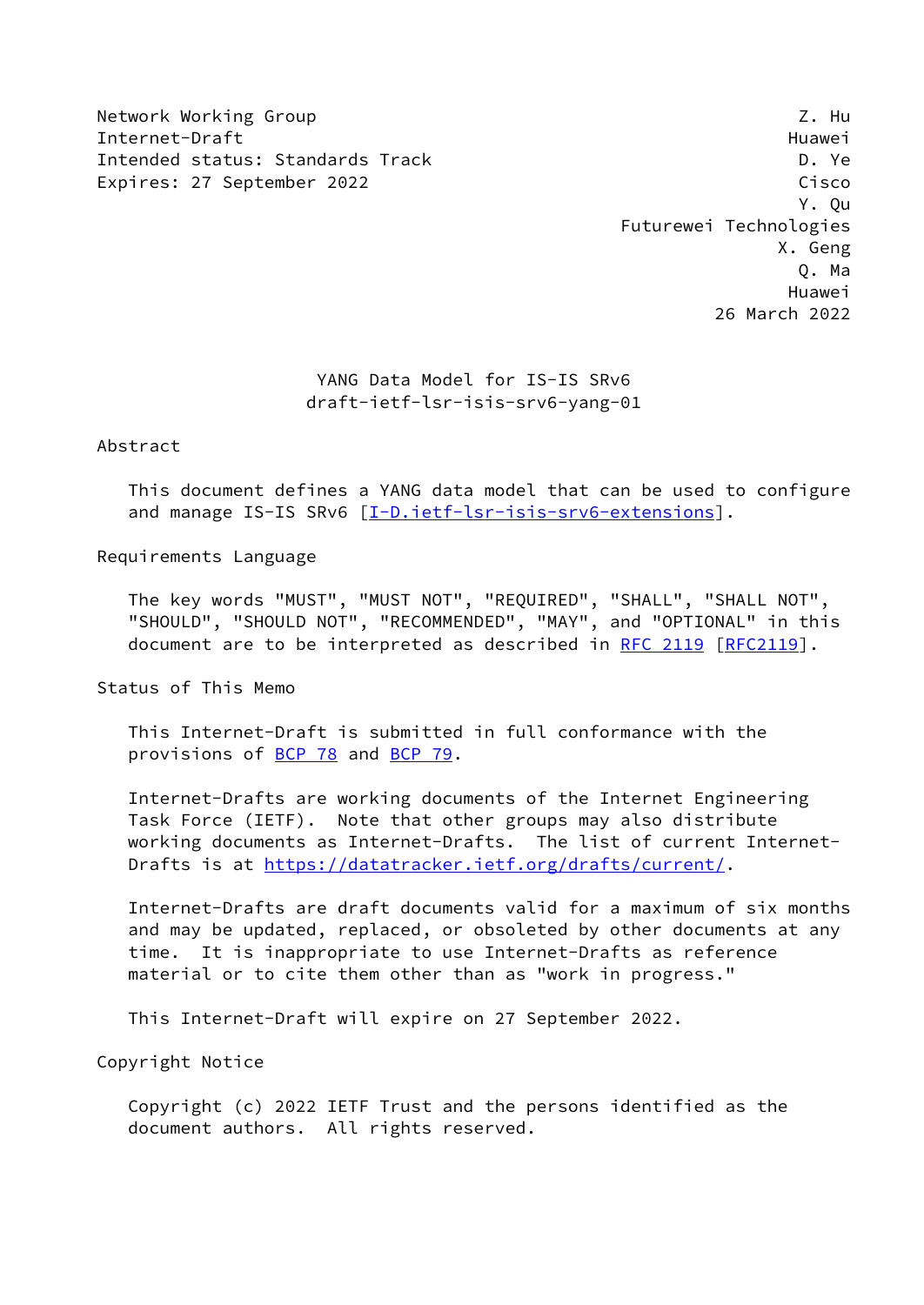Network Working Group — Z. Hu, Huawei
Internet-Draft — D. Ye, Cisco
Intended status: Standards Track — Y. Qu, Futurewei Technologies
Expires: 27 September 2022 — X. Geng, Huawei
Q. Ma, Huawei
26 March 2022

# YANG Data Model for IS-IS SRv6
draft-ietf-lsr-isis-srv6-yang-01

## Abstract

This document defines a YANG data model that can be used to configure and manage IS-IS SRv6 [I-D.ietf-lsr-isis-srv6-extensions].

## Requirements Language

The key words "MUST", "MUST NOT", "REQUIRED", "SHALL", "SHALL NOT", "SHOULD", "SHOULD NOT", "RECOMMENDED", "MAY", and "OPTIONAL" in this document are to be interpreted as described in RFC 2119 [RFC2119].

## Status of This Memo

This Internet-Draft is submitted in full conformance with the provisions of BCP 78 and BCP 79.

Internet-Drafts are working documents of the Internet Engineering Task Force (IETF). Note that other groups may also distribute working documents as Internet-Drafts. The list of current Internet-Drafts is at https://datatracker.ietf.org/drafts/current/.

Internet-Drafts are draft documents valid for a maximum of six months and may be updated, replaced, or obsoleted by other documents at any time. It is inappropriate to use Internet-Drafts as reference material or to cite them other than as "work in progress."

This Internet-Draft will expire on 27 September 2022.

## Copyright Notice

Copyright (c) 2022 IETF Trust and the persons identified as the document authors. All rights reserved.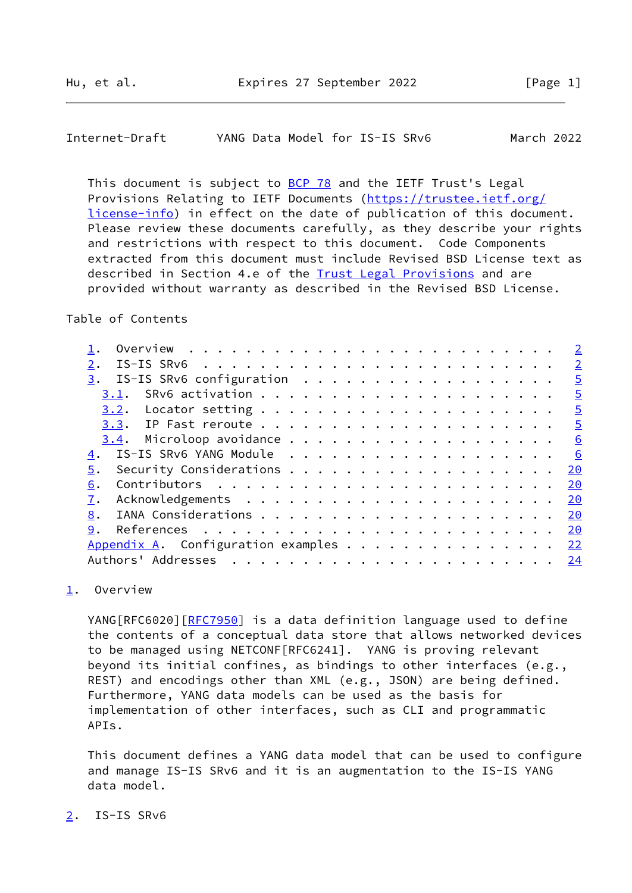This document is subject to BCP 78 and the IETF Trust's Legal Provisions Relating to IETF Documents (https://trustee.ietf.org/license-info) in effect on the date of publication of this document. Please review these documents carefully, as they describe your rights and restrictions with respect to this document. Code Components extracted from this document must include Revised BSD License text as described in Section 4.e of the Trust Legal Provisions and are provided without warranty as described in the Revised BSD License.

Table of Contents

```
1.  Overview  . . . . . . . . . . . . . . . . . . . . . . . . .   2
2.  IS-IS SRv6  . . . . . . . . . . . . . . . . . . . . . . . .   2
3.  IS-IS SRv6 configuration  . . . . . . . . . . . . . . . . .   5
  3.1.  SRv6 activation . . . . . . . . . . . . . . . . . . . .   5
  3.2.  Locator setting . . . . . . . . . . . . . . . . . . . .   5
  3.3.  IP Fast reroute . . . . . . . . . . . . . . . . . . . .   5
  3.4.  Microloop avoidance . . . . . . . . . . . . . . . . . .   6
4.  IS-IS SRv6 YANG Module  . . . . . . . . . . . . . . . . . .   6
5.  Security Considerations . . . . . . . . . . . . . . . . . .  20
6.  Contributors  . . . . . . . . . . . . . . . . . . . . . . .  20
7.  Acknowledgements  . . . . . . . . . . . . . . . . . . . . .  20
8.  IANA Considerations . . . . . . . . . . . . . . . . . . . .  20
9.  References  . . . . . . . . . . . . . . . . . . . . . . . .  20
Appendix A.  Configuration examples . . . . . . . . . . . . . .  22
Authors' Addresses  . . . . . . . . . . . . . . . . . . . . . .  24
```

## 1. Overview

YANG[RFC6020][RFC7950] is a data definition language used to define the contents of a conceptual data store that allows networked devices to be managed using NETCONF[RFC6241]. YANG is proving relevant beyond its initial confines, as bindings to other interfaces (e.g., REST) and encodings other than XML (e.g., JSON) are being defined. Furthermore, YANG data models can be used as the basis for implementation of other interfaces, such as CLI and programmatic APIs.

This document defines a YANG data model that can be used to configure and manage IS-IS SRv6 and it is an augmentation to the IS-IS YANG data model.

## 2. IS-IS SRv6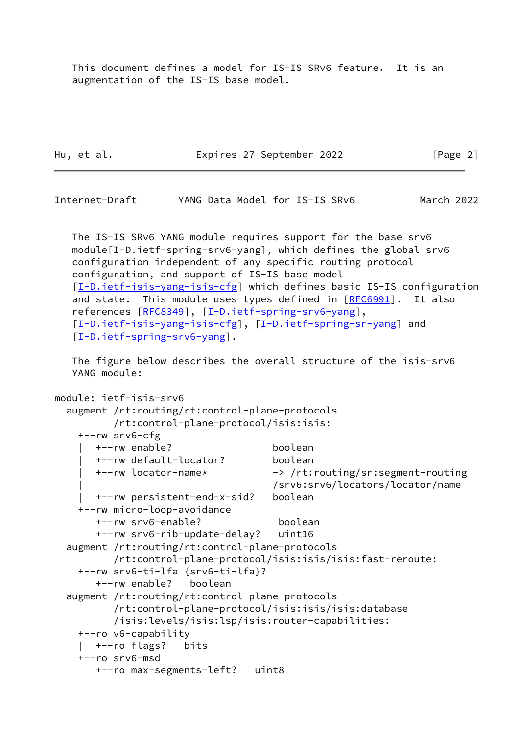This document defines a model for IS-IS SRv6 feature. It is an augmentation of the IS-IS base model.

The IS-IS SRv6 YANG module requires support for the base srv6 module[I-D.ietf-spring-srv6-yang], which defines the global srv6 configuration independent of any specific routing protocol configuration, and support of IS-IS base model [I-D.ietf-isis-yang-isis-cfg] which defines basic IS-IS configuration and state. This module uses types defined in [RFC6991]. It also references [RFC8349], [I-D.ietf-spring-srv6-yang], [I-D.ietf-isis-yang-isis-cfg], [I-D.ietf-spring-sr-yang] and [I-D.ietf-spring-srv6-yang].

The figure below describes the overall structure of the isis-srv6 YANG module:

```
module: ietf-isis-srv6
  augment /rt:routing/rt:control-plane-protocols
          /rt:control-plane-protocol/isis:isis:
    +--rw srv6-cfg
    |  +--rw enable?                boolean
    |  +--rw default-locator?       boolean
    |  +--rw locator-name*          -> /rt:routing/sr:segment-routing
    |                               /srv6:srv6/locators/locator/name
    |  +--rw persistent-end-x-sid?  boolean
    +--rw micro-loop-avoidance
       +--rw srv6-enable?            boolean
       +--rw srv6-rib-update-delay?  uint16
  augment /rt:routing/rt:control-plane-protocols
          /rt:control-plane-protocol/isis:isis/isis:fast-reroute:
    +--rw srv6-ti-lfa {srv6-ti-lfa}?
       +--rw enable?   boolean
  augment /rt:routing/rt:control-plane-protocols
          /rt:control-plane-protocol/isis:isis/isis:database
          /isis:levels/isis:lsp/isis:router-capabilities:
    +--ro v6-capability
    |  +--ro flags?   bits
    +--ro srv6-msd
       +--ro max-segments-left?   uint8
```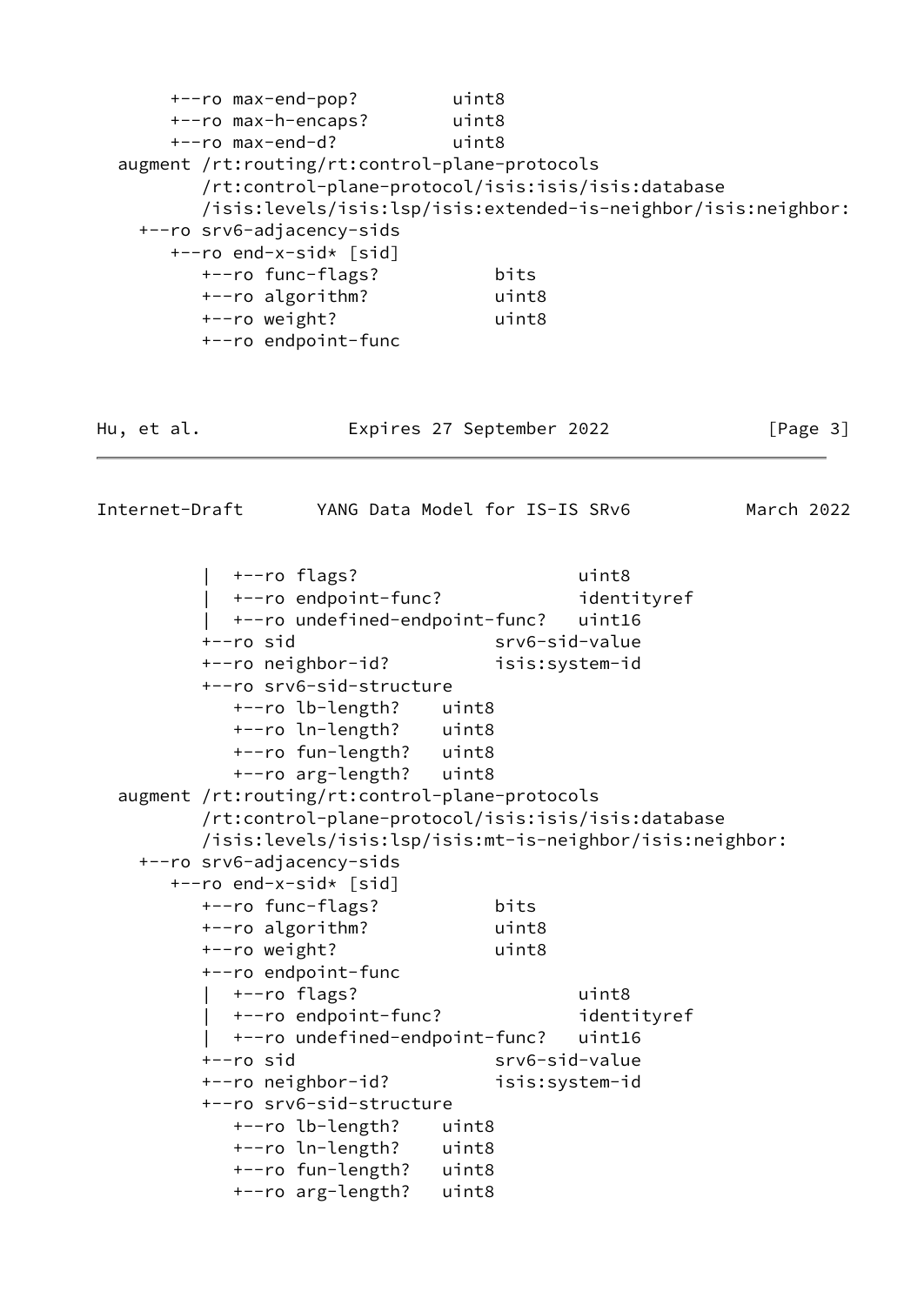```
       +--ro max-end-pop?         uint8
       +--ro max-h-encaps?        uint8
       +--ro max-end-d?           uint8
  augment /rt:routing/rt:control-plane-protocols
          /rt:control-plane-protocol/isis:isis/isis:database
          /isis:levels/isis:lsp/isis:extended-is-neighbor/isis:neighbor:
    +--ro srv6-adjacency-sids
       +--ro end-x-sid* [sid]
          +--ro func-flags?           bits
          +--ro algorithm?            uint8
          +--ro weight?               uint8
          +--ro endpoint-func
          |  +--ro flags?                     uint8
          |  +--ro endpoint-func?             identityref
          |  +--ro undefined-endpoint-func?   uint16
          +--ro sid                   srv6-sid-value
          +--ro neighbor-id?          isis:system-id
          +--ro srv6-sid-structure
             +--ro lb-length?    uint8
             +--ro ln-length?    uint8
             +--ro fun-length?   uint8
             +--ro arg-length?   uint8
  augment /rt:routing/rt:control-plane-protocols
          /rt:control-plane-protocol/isis:isis/isis:database
          /isis:levels/isis:lsp/isis:mt-is-neighbor/isis:neighbor:
    +--ro srv6-adjacency-sids
       +--ro end-x-sid* [sid]
          +--ro func-flags?           bits
          +--ro algorithm?            uint8
          +--ro weight?               uint8
          +--ro endpoint-func
          |  +--ro flags?                     uint8
          |  +--ro endpoint-func?             identityref
          |  +--ro undefined-endpoint-func?   uint16
          +--ro sid                   srv6-sid-value
          +--ro neighbor-id?          isis:system-id
          +--ro srv6-sid-structure
             +--ro lb-length?    uint8
             +--ro ln-length?    uint8
             +--ro fun-length?   uint8
             +--ro arg-length?   uint8
```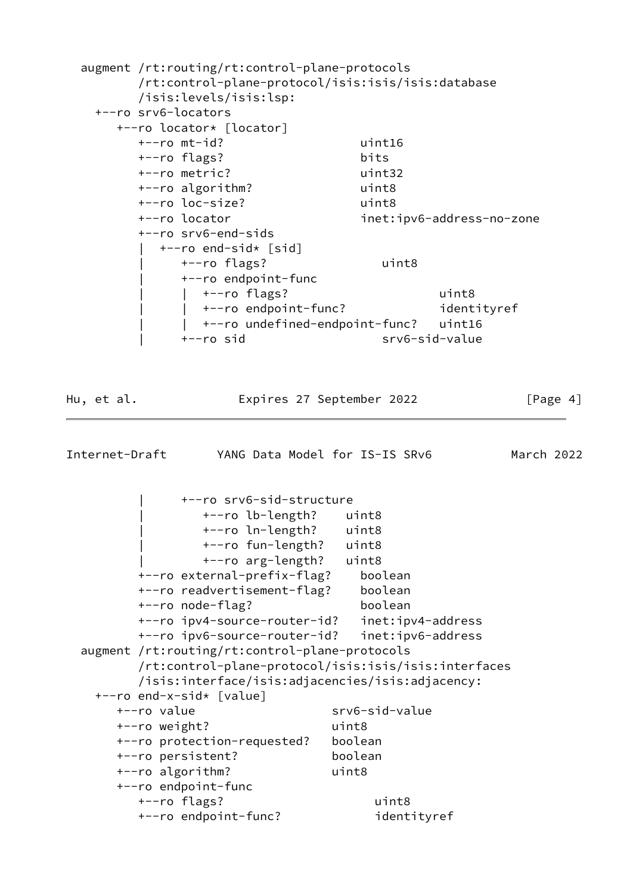```
  augment /rt:routing/rt:control-plane-protocols
          /rt:control-plane-protocol/isis:isis/isis:database
          /isis:levels/isis:lsp:
    +--ro srv6-locators
       +--ro locator* [locator]
          +--ro mt-id?                  uint16
          +--ro flags?                  bits
          +--ro metric?                 uint32
          +--ro algorithm?              uint8
          +--ro loc-size?               uint8
          +--ro locator                 inet:ipv6-address-no-zone
          +--ro srv6-end-sids
          |  +--ro end-sid* [sid]
          |     +--ro flags?                uint8
          |     +--ro endpoint-func
          |     |  +--ro flags?                     uint8
          |     |  +--ro endpoint-func?             identityref
          |     |  +--ro undefined-endpoint-func?   uint16
          |     +--ro sid                   srv6-sid-value
```

```
          |     +--ro srv6-sid-structure
          |        +--ro lb-length?    uint8
          |        +--ro ln-length?    uint8
          |        +--ro fun-length?   uint8
          |        +--ro arg-length?   uint8
          +--ro external-prefix-flag?    boolean
          +--ro readvertisement-flag?    boolean
          +--ro node-flag?               boolean
          +--ro ipv4-source-router-id?   inet:ipv4-address
          +--ro ipv6-source-router-id?   inet:ipv6-address
  augment /rt:routing/rt:control-plane-protocols
          /rt:control-plane-protocol/isis:isis/isis:interfaces
          /isis:interface/isis:adjacencies/isis:adjacency:
    +--ro end-x-sid* [value]
       +--ro value                   srv6-sid-value
       +--ro weight?                 uint8
       +--ro protection-requested?   boolean
       +--ro persistent?             boolean
       +--ro algorithm?              uint8
       +--ro endpoint-func
          +--ro flags?                     uint8
          +--ro endpoint-func?             identityref
```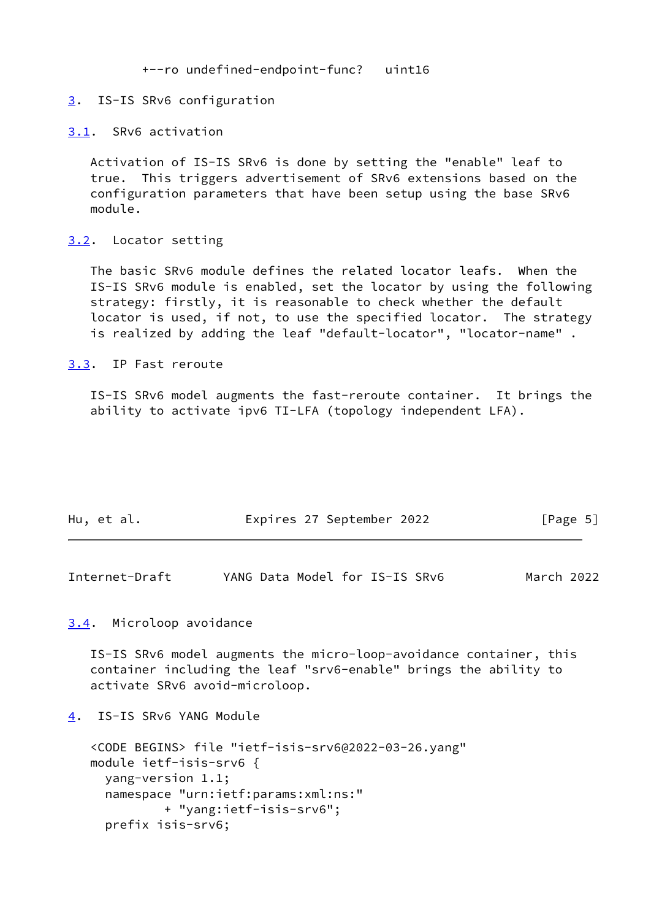```
        +--ro undefined-endpoint-func?   uint16
```

## 3. IS-IS SRv6 configuration

### 3.1. SRv6 activation

Activation of IS-IS SRv6 is done by setting the "enable" leaf to true. This triggers advertisement of SRv6 extensions based on the configuration parameters that have been setup using the base SRv6 module.

### 3.2. Locator setting

The basic SRv6 module defines the related locator leafs. When the IS-IS SRv6 module is enabled, set the locator by using the following strategy: firstly, it is reasonable to check whether the default locator is used, if not, to use the specified locator. The strategy is realized by adding the leaf "default-locator", "locator-name" .

### 3.3. IP Fast reroute

IS-IS SRv6 model augments the fast-reroute container. It brings the ability to activate ipv6 TI-LFA (topology independent LFA).

### 3.4. Microloop avoidance

IS-IS SRv6 model augments the micro-loop-avoidance container, this container including the leaf "srv6-enable" brings the ability to activate SRv6 avoid-microloop.

## 4. IS-IS SRv6 YANG Module

```
<CODE BEGINS> file "ietf-isis-srv6@2022-03-26.yang"
module ietf-isis-srv6 {
  yang-version 1.1;
  namespace "urn:ietf:params:xml:ns:"
          + "yang:ietf-isis-srv6";
  prefix isis-srv6;
```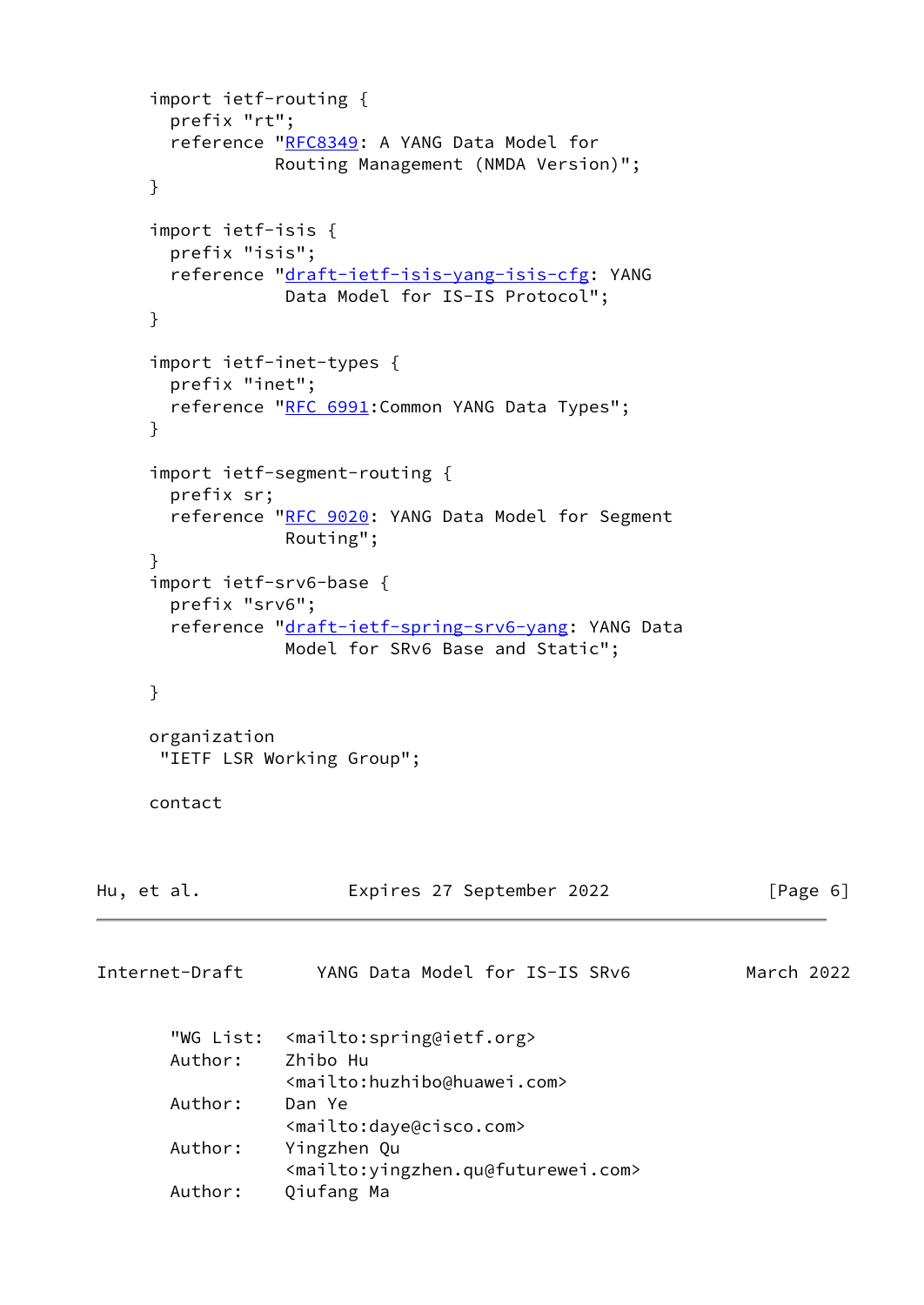```
     import ietf-routing {
       prefix "rt";
       reference "RFC8349: A YANG Data Model for
                  Routing Management (NMDA Version)";
     }

     import ietf-isis {
       prefix "isis";
       reference "draft-ietf-isis-yang-isis-cfg: YANG
                   Data Model for IS-IS Protocol";
     }

     import ietf-inet-types {
       prefix "inet";
       reference "RFC 6991:Common YANG Data Types";
     }

     import ietf-segment-routing {
       prefix sr;
       reference "RFC 9020: YANG Data Model for Segment
                   Routing";
     }
     import ietf-srv6-base {
       prefix "srv6";
       reference "draft-ietf-spring-srv6-yang: YANG Data
                   Model for SRv6 Base and Static";

     }

     organization
      "IETF LSR Working Group";

     contact
```

```
       "WG List:  <mailto:spring@ietf.org>
       Author:    Zhibo Hu
                  <mailto:huzhibo@huawei.com>
       Author:    Dan Ye
                  <mailto:daye@cisco.com>
       Author:    Yingzhen Qu
                  <mailto:yingzhen.qu@futurewei.com>
       Author:    Qiufang Ma
```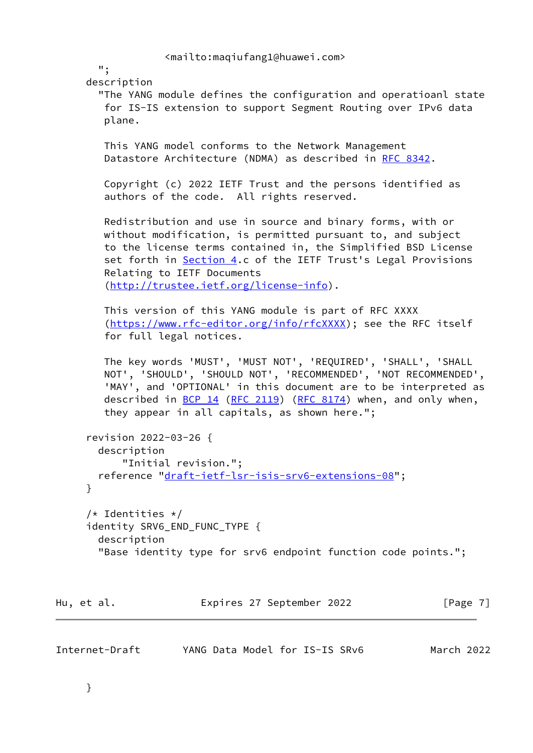```
                <mailto:maqiufang1@huawei.com>
        ";
      description
        "The YANG module defines the configuration and operatioanl state
         for IS-IS extension to support Segment Routing over IPv6 data
         plane.

         This YANG model conforms to the Network Management
         Datastore Architecture (NDMA) as described in RFC 8342.

         Copyright (c) 2022 IETF Trust and the persons identified as
         authors of the code.  All rights reserved.

         Redistribution and use in source and binary forms, with or
         without modification, is permitted pursuant to, and subject
         to the license terms contained in, the Simplified BSD License
         set forth in Section 4.c of the IETF Trust's Legal Provisions
         Relating to IETF Documents
         (http://trustee.ietf.org/license-info).

         This version of this YANG module is part of RFC XXXX
         (https://www.rfc-editor.org/info/rfcXXXX); see the RFC itself
         for full legal notices.

         The key words 'MUST', 'MUST NOT', 'REQUIRED', 'SHALL', 'SHALL
         NOT', 'SHOULD', 'SHOULD NOT', 'RECOMMENDED', 'NOT RECOMMENDED',
         'MAY', and 'OPTIONAL' in this document are to be interpreted as
         described in BCP 14 (RFC 2119) (RFC 8174) when, and only when,
         they appear in all capitals, as shown here.";

      revision 2022-03-26 {
        description
            "Initial revision.";
        reference "draft-ietf-lsr-isis-srv6-extensions-08";
      }

      /* Identities */
      identity SRV6_END_FUNC_TYPE {
        description
        "Base identity type for srv6 endpoint function code points.";
      }
```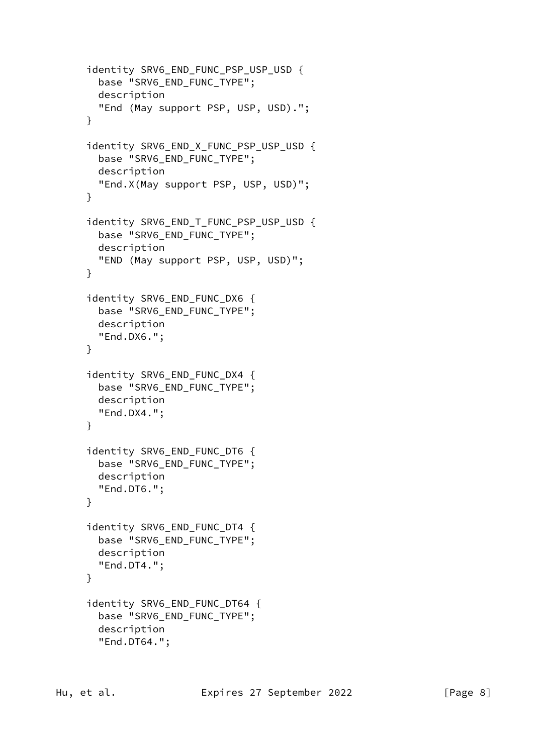```
      identity SRV6_END_FUNC_PSP_USP_USD {
        base "SRV6_END_FUNC_TYPE";
        description
        "End (May support PSP, USP, USD).";
      }

      identity SRV6_END_X_FUNC_PSP_USP_USD {
        base "SRV6_END_FUNC_TYPE";
        description
        "End.X(May support PSP, USP, USD)";
      }

      identity SRV6_END_T_FUNC_PSP_USP_USD {
        base "SRV6_END_FUNC_TYPE";
        description
        "END (May support PSP, USP, USD)";
      }

      identity SRV6_END_FUNC_DX6 {
        base "SRV6_END_FUNC_TYPE";
        description
        "End.DX6.";
      }

      identity SRV6_END_FUNC_DX4 {
        base "SRV6_END_FUNC_TYPE";
        description
        "End.DX4.";
      }

      identity SRV6_END_FUNC_DT6 {
        base "SRV6_END_FUNC_TYPE";
        description
        "End.DT6.";
      }

      identity SRV6_END_FUNC_DT4 {
        base "SRV6_END_FUNC_TYPE";
        description
        "End.DT4.";
      }

      identity SRV6_END_FUNC_DT64 {
        base "SRV6_END_FUNC_TYPE";
        description
        "End.DT64.";
```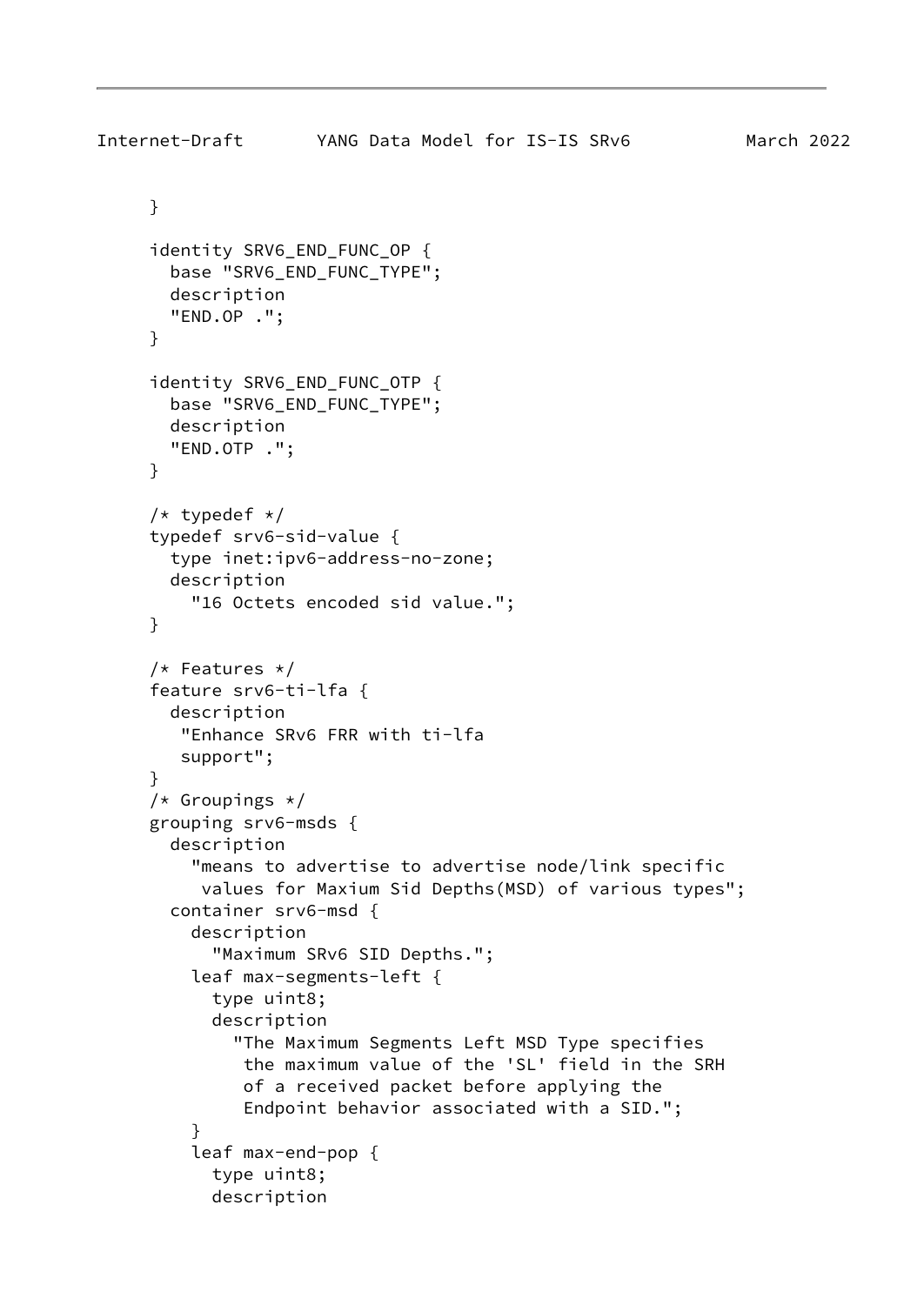```
     }

     identity SRV6_END_FUNC_OP {
       base "SRV6_END_FUNC_TYPE";
       description
       "END.OP .";
     }

     identity SRV6_END_FUNC_OTP {
       base "SRV6_END_FUNC_TYPE";
       description
       "END.OTP .";
     }

     /* typedef */
     typedef srv6-sid-value {
       type inet:ipv6-address-no-zone;
       description
         "16 Octets encoded sid value.";
     }

     /* Features */
     feature srv6-ti-lfa {
       description
        "Enhance SRv6 FRR with ti-lfa
        support";
     }
     /* Groupings */
     grouping srv6-msds {
       description
         "means to advertise to advertise node/link specific
          values for Maxium Sid Depths(MSD) of various types";
       container srv6-msd {
         description
           "Maximum SRv6 SID Depths.";
         leaf max-segments-left {
           type uint8;
           description
             "The Maximum Segments Left MSD Type specifies
              the maximum value of the 'SL' field in the SRH
              of a received packet before applying the
              Endpoint behavior associated with a SID.";
         }
         leaf max-end-pop {
           type uint8;
           description
```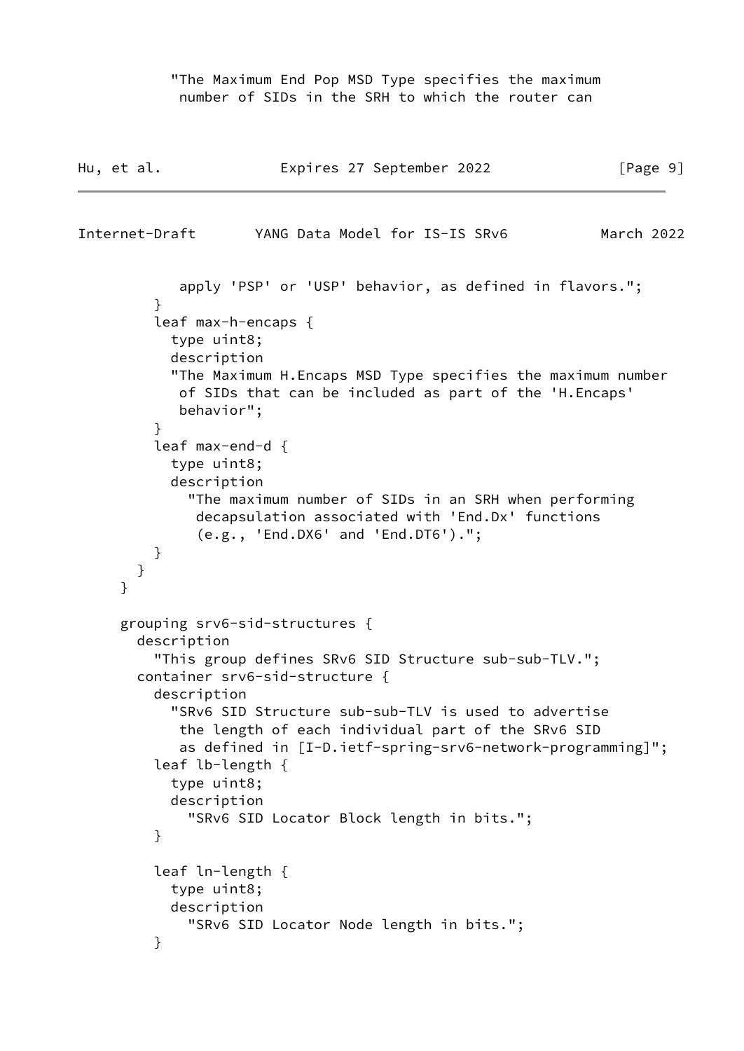```
          "The Maximum End Pop MSD Type specifies the maximum
           number of SIDs in the SRH to which the router can
           apply 'PSP' or 'USP' behavior, as defined in flavors.";
        }
        leaf max-h-encaps {
          type uint8;
          description
          "The Maximum H.Encaps MSD Type specifies the maximum number
           of SIDs that can be included as part of the 'H.Encaps'
           behavior";
        }
        leaf max-end-d {
          type uint8;
          description
            "The maximum number of SIDs in an SRH when performing
             decapsulation associated with 'End.Dx' functions
             (e.g., 'End.DX6' and 'End.DT6').";
        }
      }
    }

    grouping srv6-sid-structures {
      description
        "This group defines SRv6 SID Structure sub-sub-TLV.";
      container srv6-sid-structure {
        description
          "SRv6 SID Structure sub-sub-TLV is used to advertise
           the length of each individual part of the SRv6 SID
           as defined in [I-D.ietf-spring-srv6-network-programming]";
        leaf lb-length {
          type uint8;
          description
            "SRv6 SID Locator Block length in bits.";
        }

        leaf ln-length {
          type uint8;
          description
            "SRv6 SID Locator Node length in bits.";
        }
```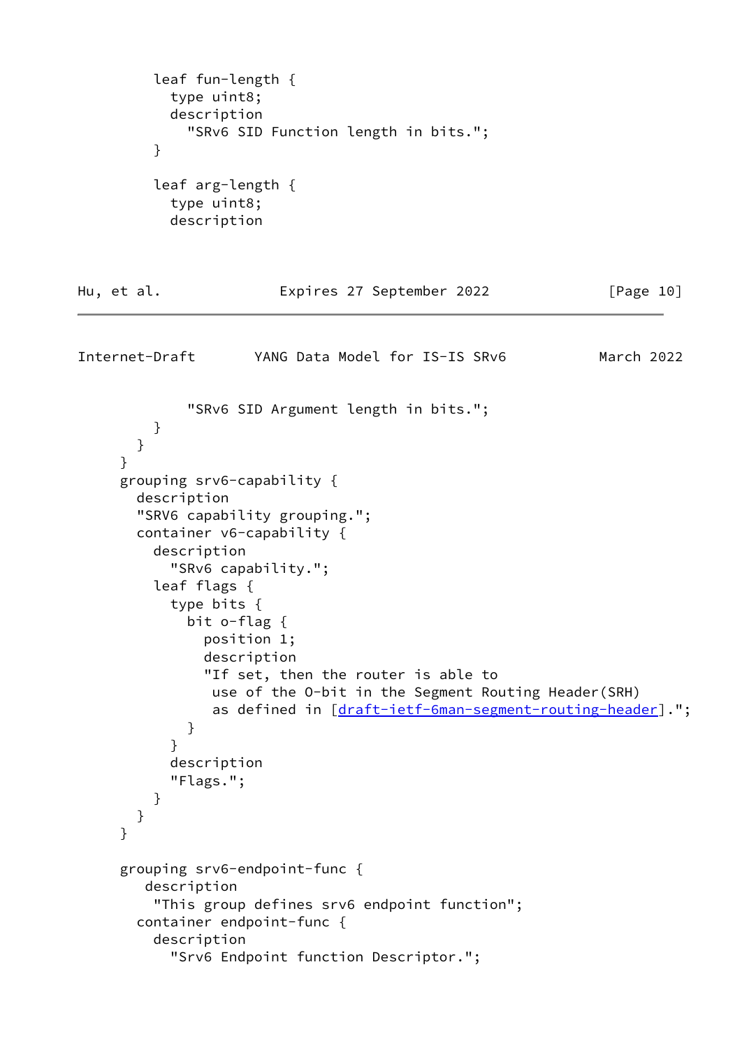```
        leaf fun-length {
          type uint8;
          description
            "SRv6 SID Function length in bits.";
        }

        leaf arg-length {
          type uint8;
          description
            "SRv6 SID Argument length in bits.";
        }
      }
    }
    grouping srv6-capability {
      description
      "SRV6 capability grouping.";
      container v6-capability {
        description
          "SRv6 capability.";
        leaf flags {
          type bits {
            bit o-flag {
              position 1;
              description
              "If set, then the router is able to
               use of the O-bit in the Segment Routing Header(SRH)
               as defined in [draft-ietf-6man-segment-routing-header].";
            }
          }
          description
          "Flags.";
        }
      }
    }

    grouping srv6-endpoint-func {
       description
        "This group defines srv6 endpoint function";
      container endpoint-func {
        description
          "Srv6 Endpoint function Descriptor.";
```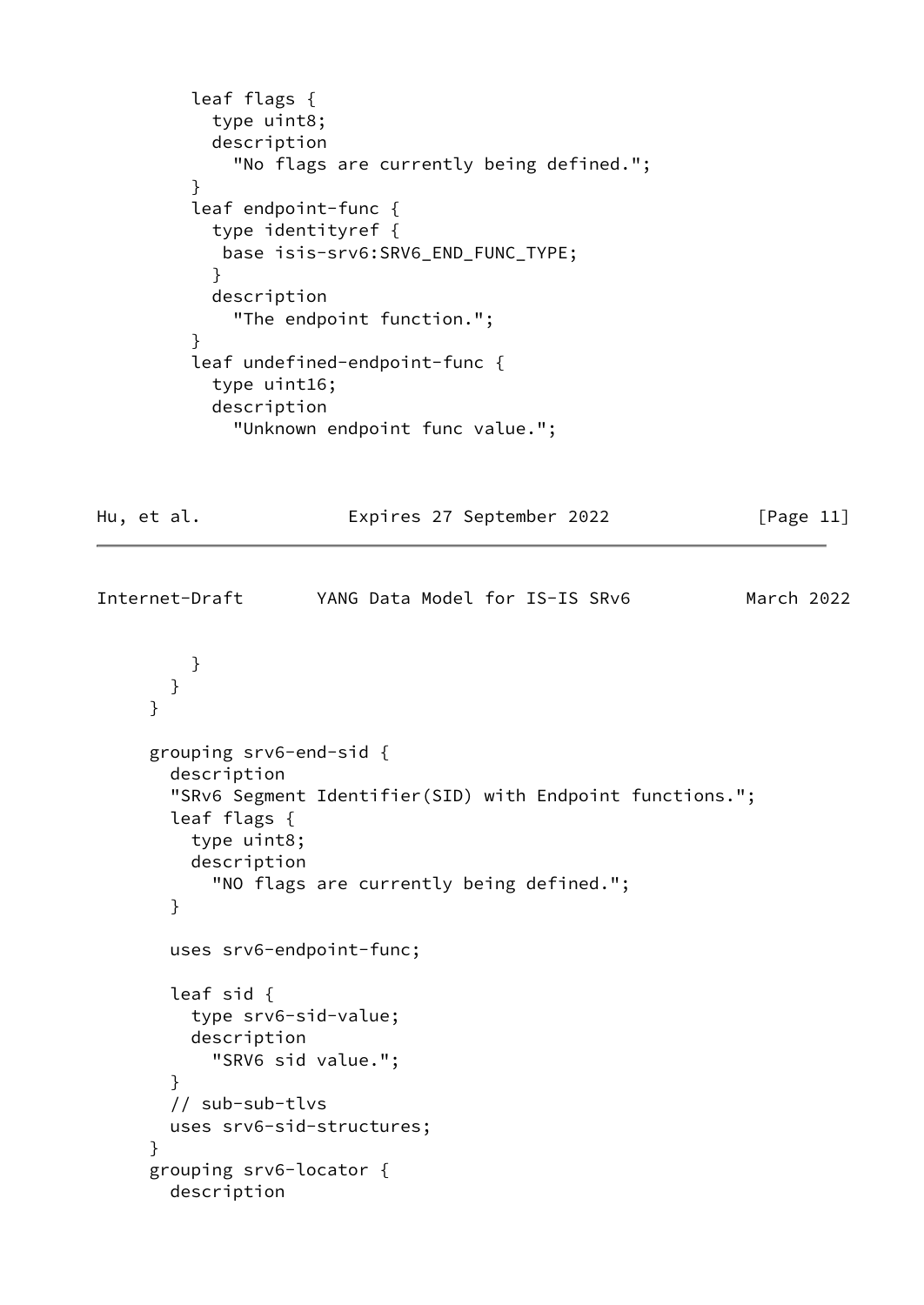```
        leaf flags {
          type uint8;
          description
            "No flags are currently being defined.";
        }
        leaf endpoint-func {
          type identityref {
           base isis-srv6:SRV6_END_FUNC_TYPE;
          }
          description
            "The endpoint function.";
        }
        leaf undefined-endpoint-func {
          type uint16;
          description
            "Unknown endpoint func value.";
        }
      }
    }

    grouping srv6-end-sid {
      description
      "SRv6 Segment Identifier(SID) with Endpoint functions.";
      leaf flags {
        type uint8;
        description
          "NO flags are currently being defined.";
      }

      uses srv6-endpoint-func;

      leaf sid {
        type srv6-sid-value;
        description
          "SRV6 sid value.";
      }
      // sub-sub-tlvs
      uses srv6-sid-structures;
    }
    grouping srv6-locator {
      description
```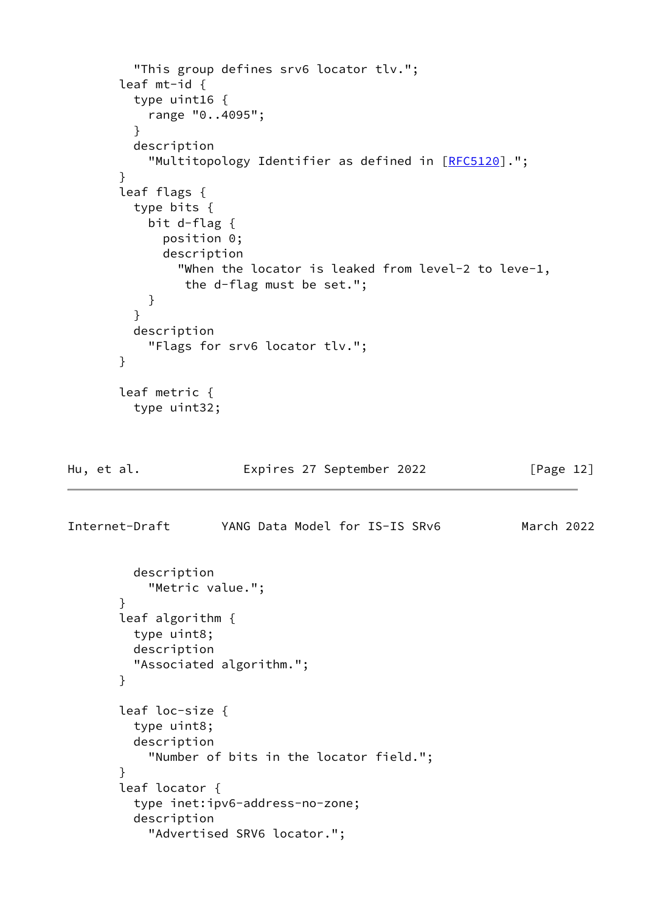```
         "This group defines srv6 locator tlv.";
       leaf mt-id {
         type uint16 {
           range "0..4095";
         }
         description
           "Multitopology Identifier as defined in [RFC5120].";
       }
       leaf flags {
         type bits {
           bit d-flag {
             position 0;
             description
               "When the locator is leaked from level-2 to leve-1,
                the d-flag must be set.";
           }
         }
         description
           "Flags for srv6 locator tlv.";
       }

       leaf metric {
         type uint32;
```

```
         description
           "Metric value.";
       }
       leaf algorithm {
         type uint8;
         description
         "Associated algorithm.";
       }

       leaf loc-size {
         type uint8;
         description
           "Number of bits in the locator field.";
       }
       leaf locator {
         type inet:ipv6-address-no-zone;
         description
           "Advertised SRV6 locator.";
```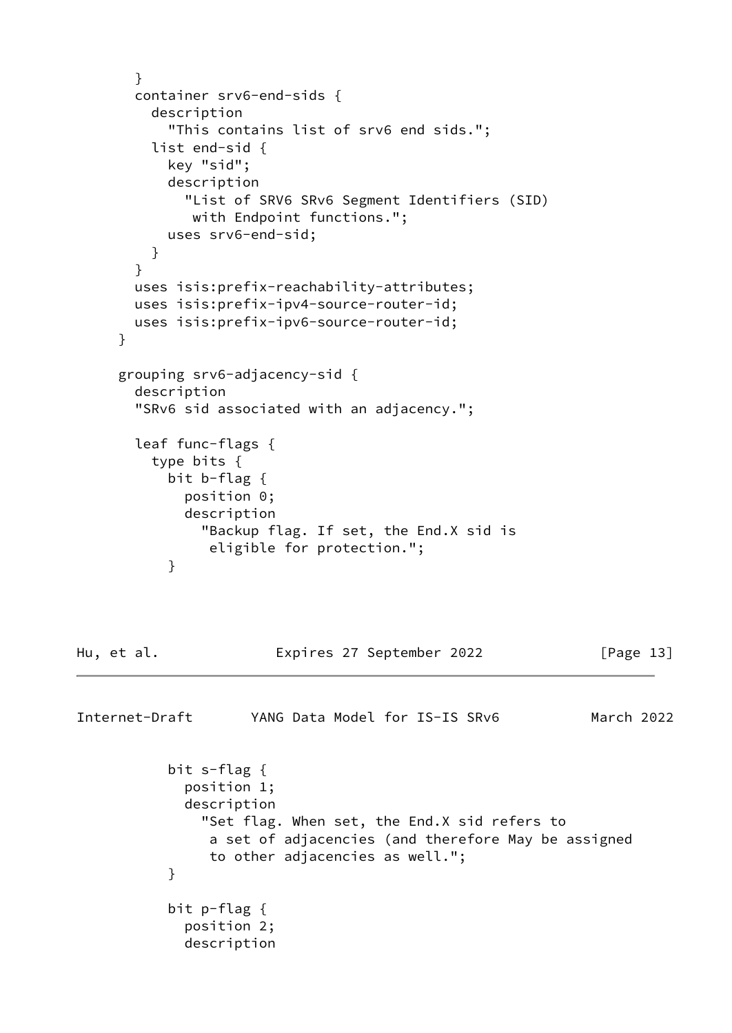```
      }
      container srv6-end-sids {
        description
          "This contains list of srv6 end sids.";
        list end-sid {
          key "sid";
          description
            "List of SRV6 SRv6 Segment Identifiers (SID)
             with Endpoint functions.";
          uses srv6-end-sid;
        }
      }
      uses isis:prefix-reachability-attributes;
      uses isis:prefix-ipv4-source-router-id;
      uses isis:prefix-ipv6-source-router-id;
    }

    grouping srv6-adjacency-sid {
      description
      "SRv6 sid associated with an adjacency.";

      leaf func-flags {
        type bits {
          bit b-flag {
            position 0;
            description
              "Backup flag. If set, the End.X sid is
               eligible for protection.";
          }
```

```
          bit s-flag {
            position 1;
            description
              "Set flag. When set, the End.X sid refers to
               a set of adjacencies (and therefore May be assigned
               to other adjacencies as well.";
          }

          bit p-flag {
            position 2;
            description
```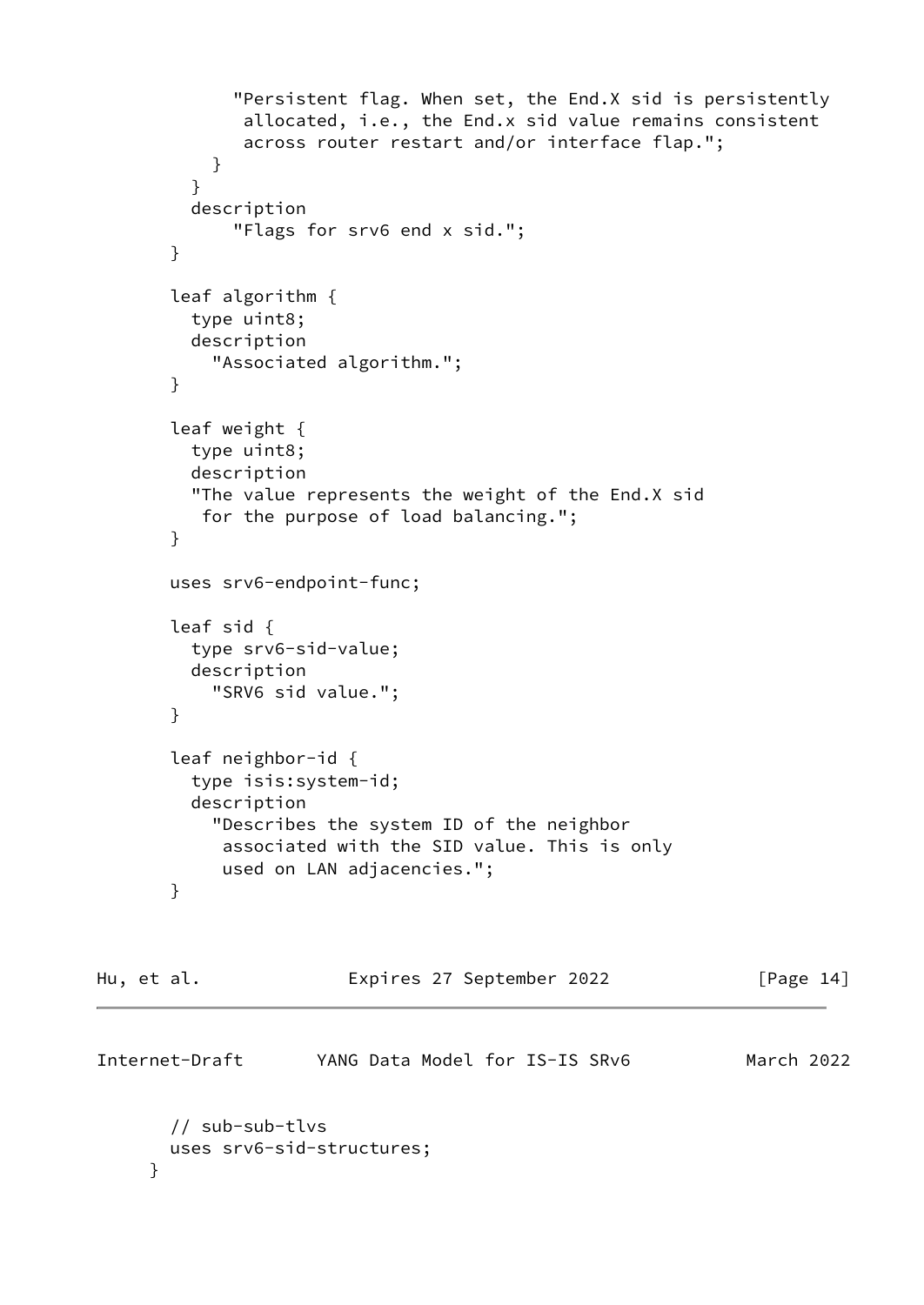```
              "Persistent flag. When set, the End.X sid is persistently
               allocated, i.e., the End.x sid value remains consistent
               across router restart and/or interface flap.";
            }
          }
          description
              "Flags for srv6 end x sid.";
        }

        leaf algorithm {
          type uint8;
          description
            "Associated algorithm.";
        }

        leaf weight {
          type uint8;
          description
          "The value represents the weight of the End.X sid
           for the purpose of load balancing.";
        }

        uses srv6-endpoint-func;

        leaf sid {
          type srv6-sid-value;
          description
            "SRV6 sid value.";
        }

        leaf neighbor-id {
          type isis:system-id;
          description
            "Describes the system ID of the neighbor
             associated with the SID value. This is only
             used on LAN adjacencies.";
        }
```

```
        // sub-sub-tlvs
        uses srv6-sid-structures;
      }
```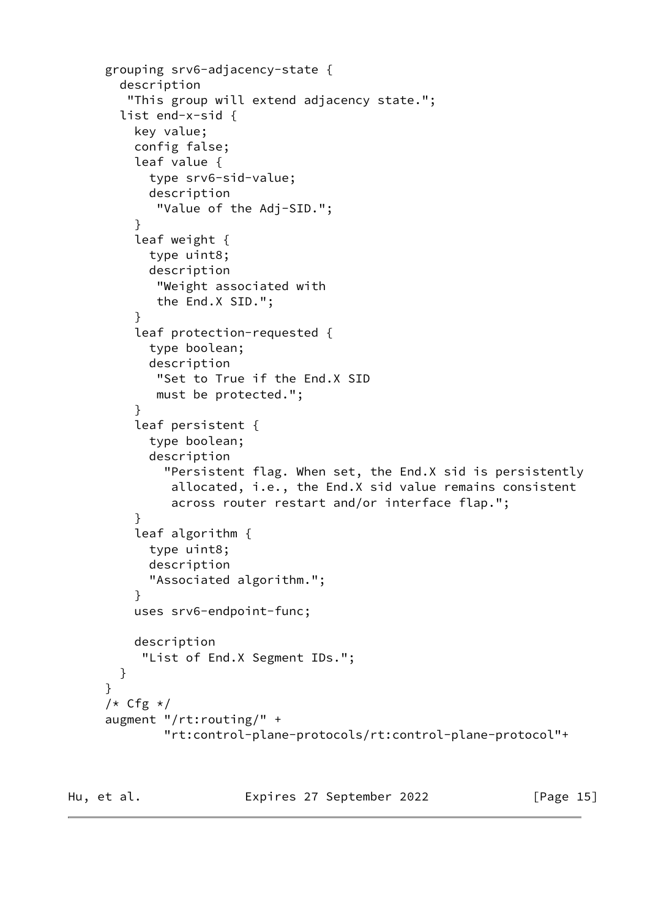```
     grouping srv6-adjacency-state {
       description
        "This group will extend adjacency state.";
       list end-x-sid {
         key value;
         config false;
         leaf value {
           type srv6-sid-value;
           description
            "Value of the Adj-SID.";
         }
         leaf weight {
           type uint8;
           description
            "Weight associated with
            the End.X SID.";
         }
         leaf protection-requested {
           type boolean;
           description
            "Set to True if the End.X SID
            must be protected.";
         }
         leaf persistent {
           type boolean;
           description
             "Persistent flag. When set, the End.X sid is persistently
              allocated, i.e., the End.X sid value remains consistent
              across router restart and/or interface flap.";
         }
         leaf algorithm {
           type uint8;
           description
           "Associated algorithm.";
         }
         uses srv6-endpoint-func;

         description
          "List of End.X Segment IDs.";
       }
     }
     /* Cfg */
     augment "/rt:routing/" +
             "rt:control-plane-protocols/rt:control-plane-protocol"+
```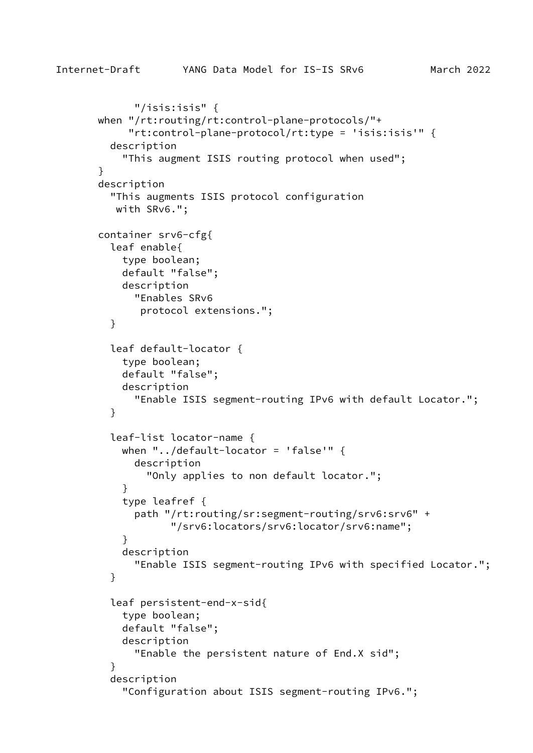```
             "/isis:isis" {
        when "/rt:routing/rt:control-plane-protocols/"+
             "rt:control-plane-protocol/rt:type = 'isis:isis'" {
          description
            "This augment ISIS routing protocol when used";
        }
        description
          "This augments ISIS protocol configuration
           with SRv6.";

        container srv6-cfg{
          leaf enable{
            type boolean;
            default "false";
            description
              "Enables SRv6
               protocol extensions.";
          }

          leaf default-locator {
            type boolean;
            default "false";
            description
              "Enable ISIS segment-routing IPv6 with default Locator.";
          }

          leaf-list locator-name {
            when "../default-locator = 'false'" {
              description
                "Only applies to non default locator.";
            }
            type leafref {
              path "/rt:routing/sr:segment-routing/srv6:srv6" +
                   "/srv6:locators/srv6:locator/srv6:name";
            }
            description
              "Enable ISIS segment-routing IPv6 with specified Locator.";
          }

          leaf persistent-end-x-sid{
            type boolean;
            default "false";
            description
              "Enable the persistent nature of End.X sid";
          }
          description
            "Configuration about ISIS segment-routing IPv6.";
```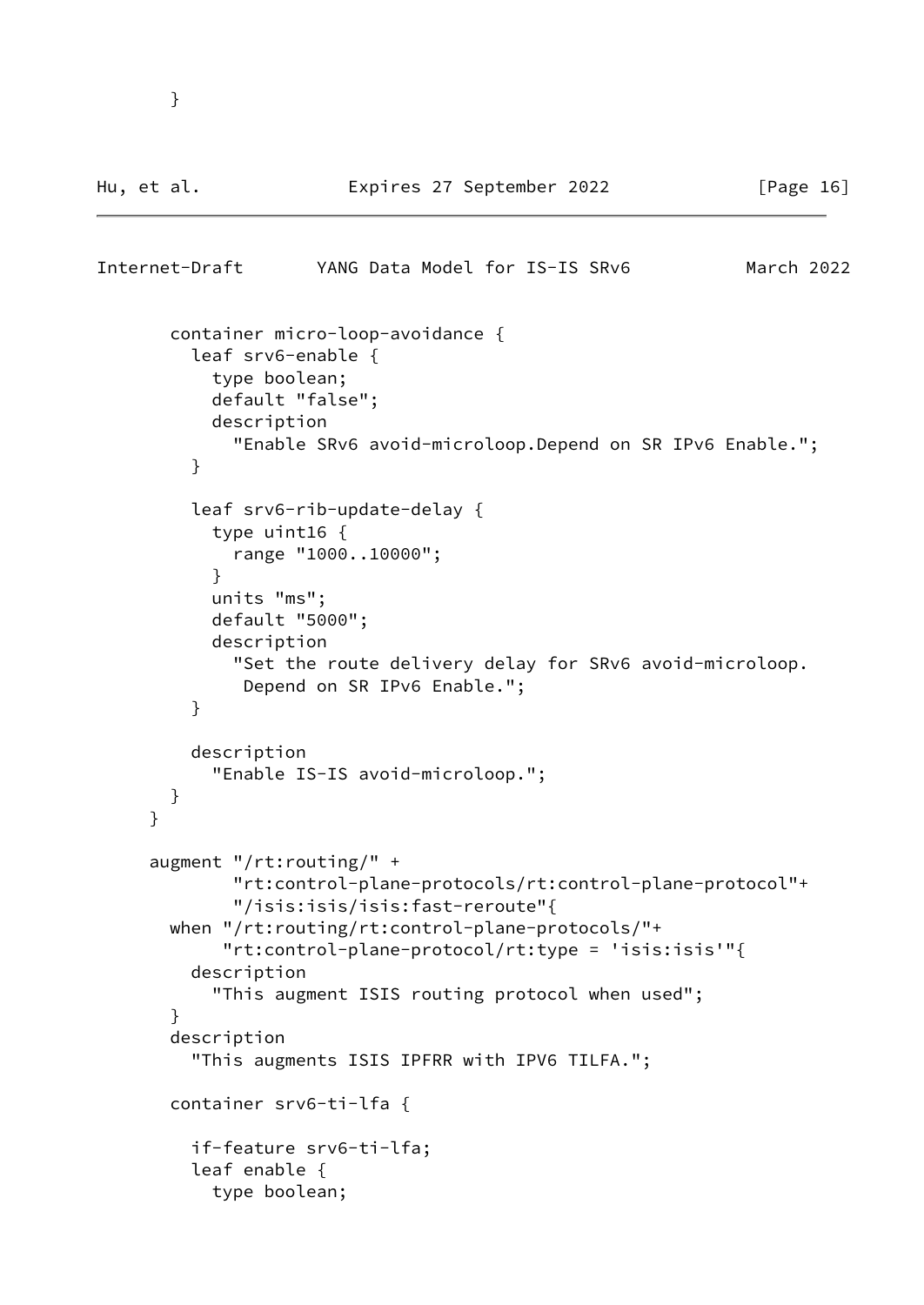```
       }
```

```
        container micro-loop-avoidance {
          leaf srv6-enable {
            type boolean;
            default "false";
            description
              "Enable SRv6 avoid-microloop.Depend on SR IPv6 Enable.";
          }

          leaf srv6-rib-update-delay {
            type uint16 {
              range "1000..10000";
            }
            units "ms";
            default "5000";
            description
              "Set the route delivery delay for SRv6 avoid-microloop.
               Depend on SR IPv6 Enable.";
          }

          description
            "Enable IS-IS avoid-microloop.";
        }
      }

      augment "/rt:routing/" +
              "rt:control-plane-protocols/rt:control-plane-protocol"+
              "/isis:isis/isis:fast-reroute"{
        when "/rt:routing/rt:control-plane-protocols/"+
             "rt:control-plane-protocol/rt:type = 'isis:isis'"{
          description
            "This augment ISIS routing protocol when used";
        }
        description
          "This augments ISIS IPFRR with IPV6 TILFA.";

        container srv6-ti-lfa {

          if-feature srv6-ti-lfa;
          leaf enable {
            type boolean;
```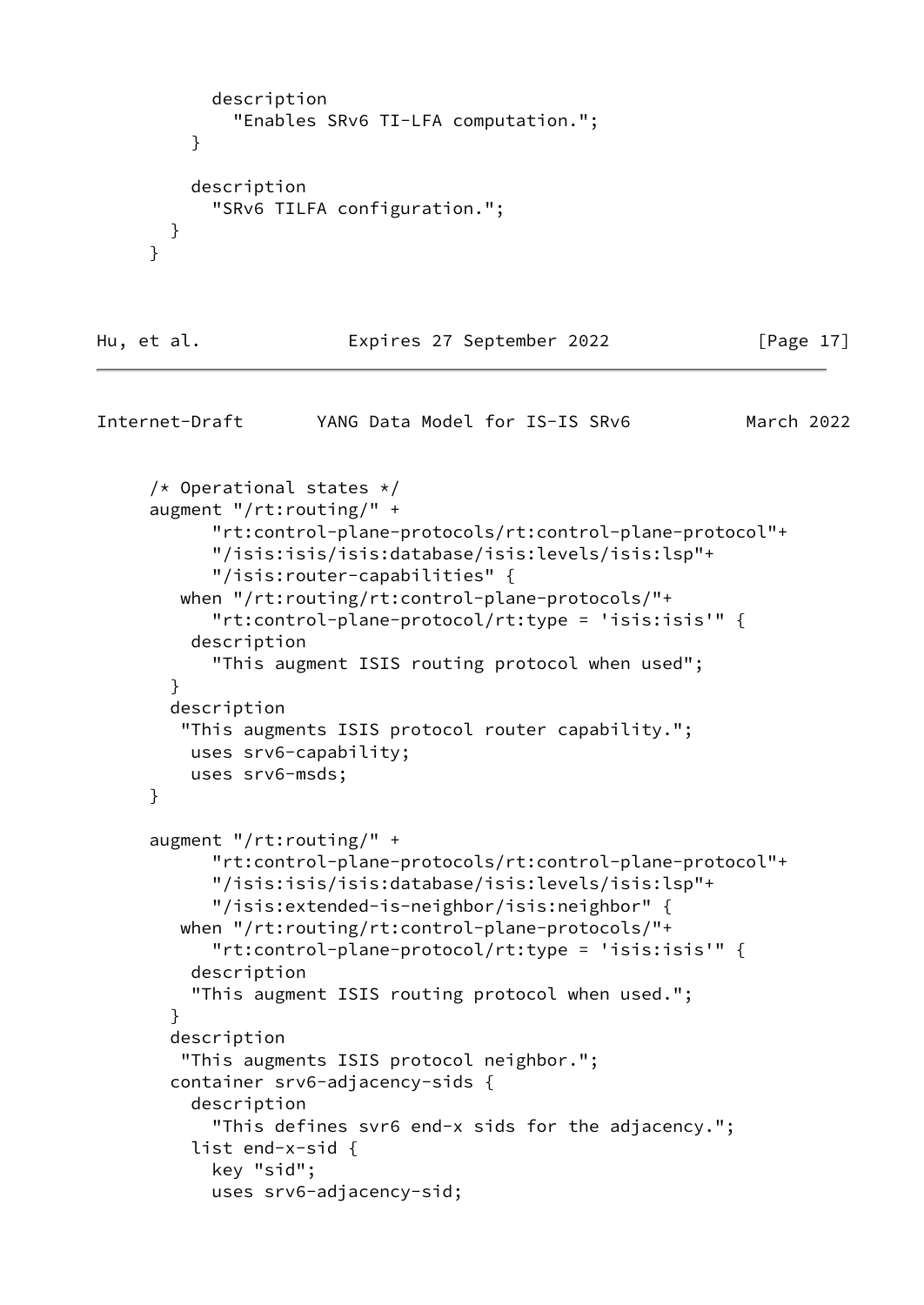```
          description
            "Enables SRv6 TI-LFA computation.";
        }

        description
          "SRv6 TILFA configuration.";
      }
    }
```

```
    /* Operational states */
    augment "/rt:routing/" +
          "rt:control-plane-protocols/rt:control-plane-protocol"+
          "/isis:isis/isis:database/isis:levels/isis:lsp"+
          "/isis:router-capabilities" {
       when "/rt:routing/rt:control-plane-protocols/"+
          "rt:control-plane-protocol/rt:type = 'isis:isis'" {
        description
          "This augment ISIS routing protocol when used";
      }
      description
       "This augments ISIS protocol router capability.";
        uses srv6-capability;
        uses srv6-msds;
    }

    augment "/rt:routing/" +
          "rt:control-plane-protocols/rt:control-plane-protocol"+
          "/isis:isis/isis:database/isis:levels/isis:lsp"+
          "/isis:extended-is-neighbor/isis:neighbor" {
       when "/rt:routing/rt:control-plane-protocols/"+
          "rt:control-plane-protocol/rt:type = 'isis:isis'" {
        description
        "This augment ISIS routing protocol when used.";
      }
      description
       "This augments ISIS protocol neighbor.";
      container srv6-adjacency-sids {
        description
          "This defines svr6 end-x sids for the adjacency.";
        list end-x-sid {
          key "sid";
          uses srv6-adjacency-sid;
```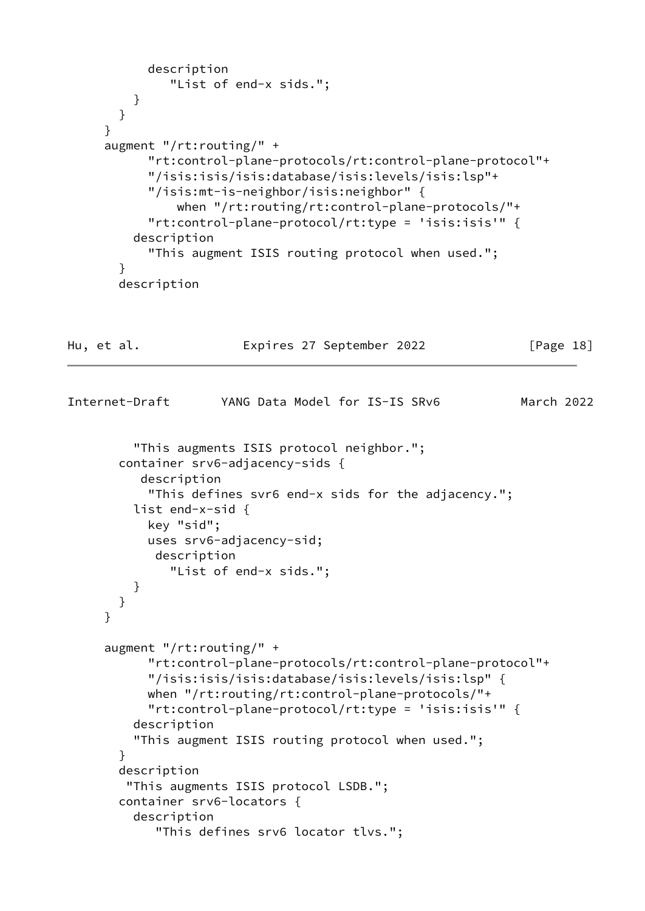```
            description
               "List of end-x sids.";
          }
        }
      }
      augment "/rt:routing/" +
            "rt:control-plane-protocols/rt:control-plane-protocol"+
            "/isis:isis/isis:database/isis:levels/isis:lsp"+
            "/isis:mt-is-neighbor/isis:neighbor" {
                when "/rt:routing/rt:control-plane-protocols/"+
            "rt:control-plane-protocol/rt:type = 'isis:isis'" {
          description
            "This augment ISIS routing protocol when used.";
        }
        description
          "This augments ISIS protocol neighbor.";
        container srv6-adjacency-sids {
           description
            "This defines svr6 end-x sids for the adjacency.";
          list end-x-sid {
            key "sid";
            uses srv6-adjacency-sid;
             description
               "List of end-x sids.";
          }
        }
      }

      augment "/rt:routing/" +
            "rt:control-plane-protocols/rt:control-plane-protocol"+
            "/isis:isis/isis:database/isis:levels/isis:lsp" {
            when "/rt:routing/rt:control-plane-protocols/"+
            "rt:control-plane-protocol/rt:type = 'isis:isis'" {
          description
          "This augment ISIS routing protocol when used.";
        }
        description
         "This augments ISIS protocol LSDB.";
        container srv6-locators {
          description
             "This defines srv6 locator tlvs.";
```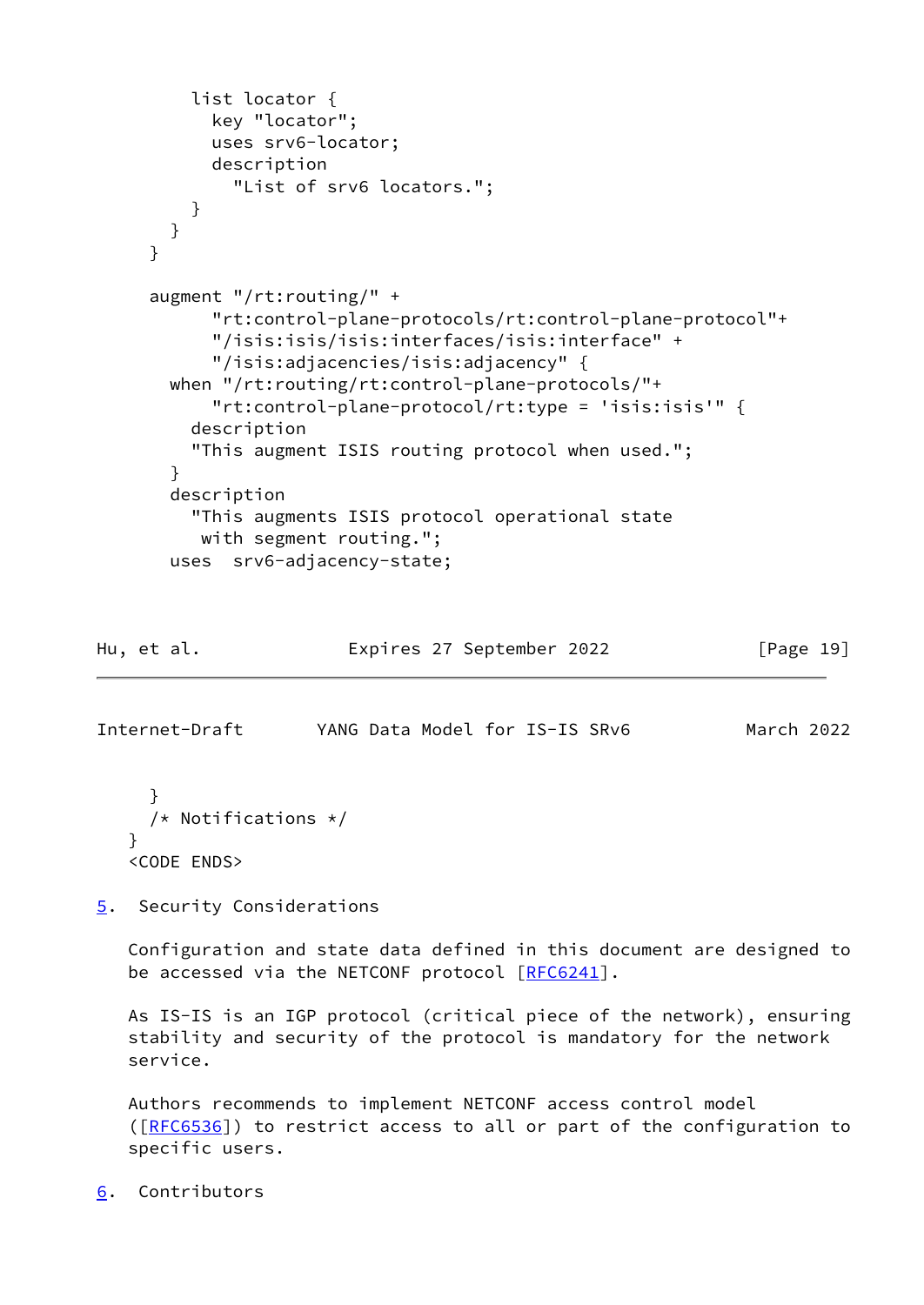```
        list locator {
          key "locator";
          uses srv6-locator;
          description
            "List of srv6 locators.";
        }
      }
    }

    augment "/rt:routing/" +
          "rt:control-plane-protocols/rt:control-plane-protocol"+
          "/isis:isis/isis:interfaces/isis:interface" +
          "/isis:adjacencies/isis:adjacency" {
      when "/rt:routing/rt:control-plane-protocols/"+
          "rt:control-plane-protocol/rt:type = 'isis:isis'" {
        description
        "This augment ISIS routing protocol when used.";
      }
      description
        "This augments ISIS protocol operational state
         with segment routing.";
      uses  srv6-adjacency-state;
    }
    /* Notifications */
  }
  <CODE ENDS>
```

## 5. Security Considerations

Configuration and state data defined in this document are designed to be accessed via the NETCONF protocol [RFC6241].

As IS-IS is an IGP protocol (critical piece of the network), ensuring stability and security of the protocol is mandatory for the network service.

Authors recommends to implement NETCONF access control model ([RFC6536]) to restrict access to all or part of the configuration to specific users.

## 6. Contributors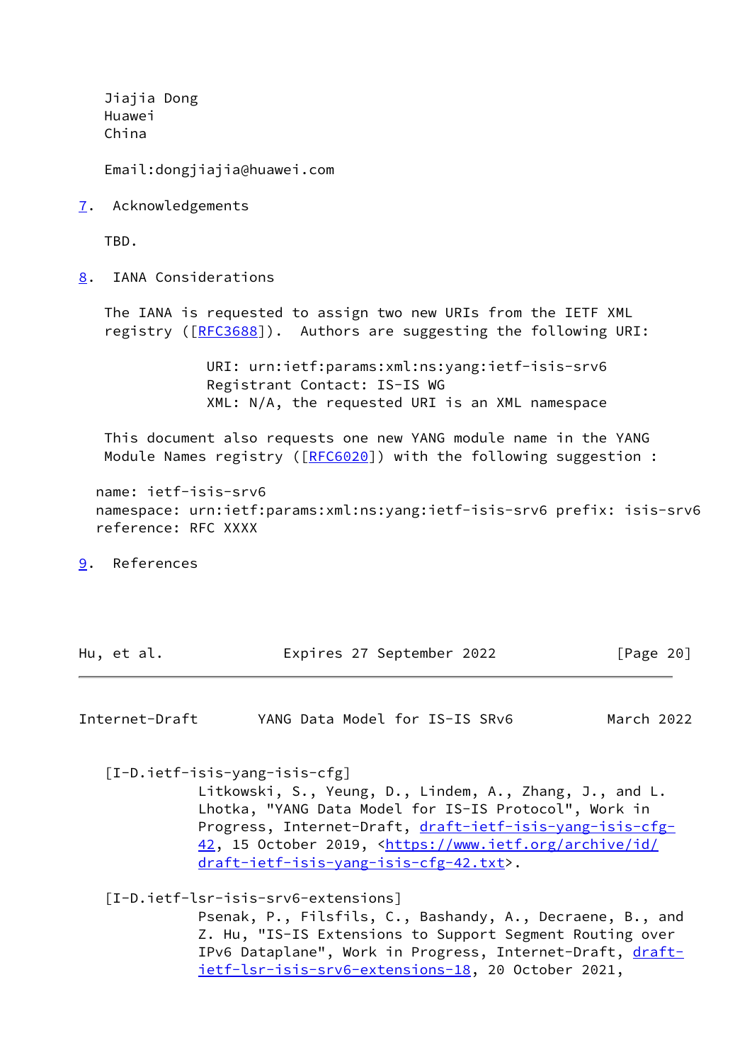Jiajia Dong
Huawei
China

Email:dongjiajia@huawei.com

## 7. Acknowledgements

TBD.

## 8. IANA Considerations

The IANA is requested to assign two new URIs from the IETF XML registry ([RFC3688]). Authors are suggesting the following URI:

```
URI: urn:ietf:params:xml:ns:yang:ietf-isis-srv6
Registrant Contact: IS-IS WG
XML: N/A, the requested URI is an XML namespace
```

This document also requests one new YANG module name in the YANG Module Names registry ([RFC6020]) with the following suggestion :

```
name: ietf-isis-srv6
namespace: urn:ietf:params:xml:ns:yang:ietf-isis-srv6 prefix: isis-srv6
reference: RFC XXXX
```

## 9. References

[I-D.ietf-isis-yang-isis-cfg]
Litkowski, S., Yeung, D., Lindem, A., Zhang, J., and L. Lhotka, "YANG Data Model for IS-IS Protocol", Work in Progress, Internet-Draft, draft-ietf-isis-yang-isis-cfg-42, 15 October 2019, <https://www.ietf.org/archive/id/draft-ietf-isis-yang-isis-cfg-42.txt>.

[I-D.ietf-lsr-isis-srv6-extensions]
Psenak, P., Filsfils, C., Bashandy, A., Decraene, B., and Z. Hu, "IS-IS Extensions to Support Segment Routing over IPv6 Dataplane", Work in Progress, Internet-Draft, draft-ietf-lsr-isis-srv6-extensions-18, 20 October 2021,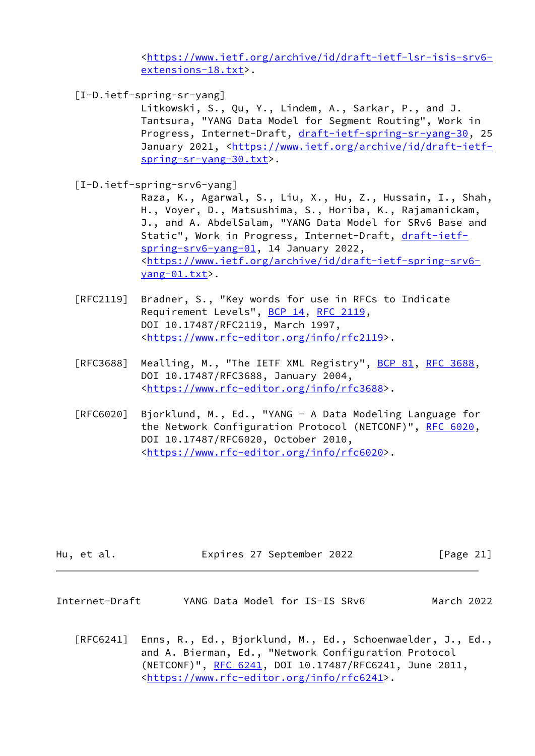<https://www.ietf.org/archive/id/draft-ietf-lsr-isis-srv6-extensions-18.txt>.

[I-D.ietf-spring-sr-yang]
Litkowski, S., Qu, Y., Lindem, A., Sarkar, P., and J. Tantsura, "YANG Data Model for Segment Routing", Work in Progress, Internet-Draft, draft-ietf-spring-sr-yang-30, 25 January 2021, <https://www.ietf.org/archive/id/draft-ietf-spring-sr-yang-30.txt>.

[I-D.ietf-spring-srv6-yang]
Raza, K., Agarwal, S., Liu, X., Hu, Z., Hussain, I., Shah, H., Voyer, D., Matsushima, S., Horiba, K., Rajamanickam, J., and A. AbdelSalam, "YANG Data Model for SRv6 Base and Static", Work in Progress, Internet-Draft, draft-ietf-spring-srv6-yang-01, 14 January 2022, <https://www.ietf.org/archive/id/draft-ietf-spring-srv6-yang-01.txt>.

[RFC2119] Bradner, S., "Key words for use in RFCs to Indicate Requirement Levels", BCP 14, RFC 2119, DOI 10.17487/RFC2119, March 1997, <https://www.rfc-editor.org/info/rfc2119>.

[RFC3688] Mealling, M., "The IETF XML Registry", BCP 81, RFC 3688, DOI 10.17487/RFC3688, January 2004, <https://www.rfc-editor.org/info/rfc3688>.

[RFC6020] Bjorklund, M., Ed., "YANG - A Data Modeling Language for the Network Configuration Protocol (NETCONF)", RFC 6020, DOI 10.17487/RFC6020, October 2010, <https://www.rfc-editor.org/info/rfc6020>.

[RFC6241] Enns, R., Ed., Bjorklund, M., Ed., Schoenwaelder, J., Ed., and A. Bierman, Ed., "Network Configuration Protocol (NETCONF)", RFC 6241, DOI 10.17487/RFC6241, June 2011, <https://www.rfc-editor.org/info/rfc6241>.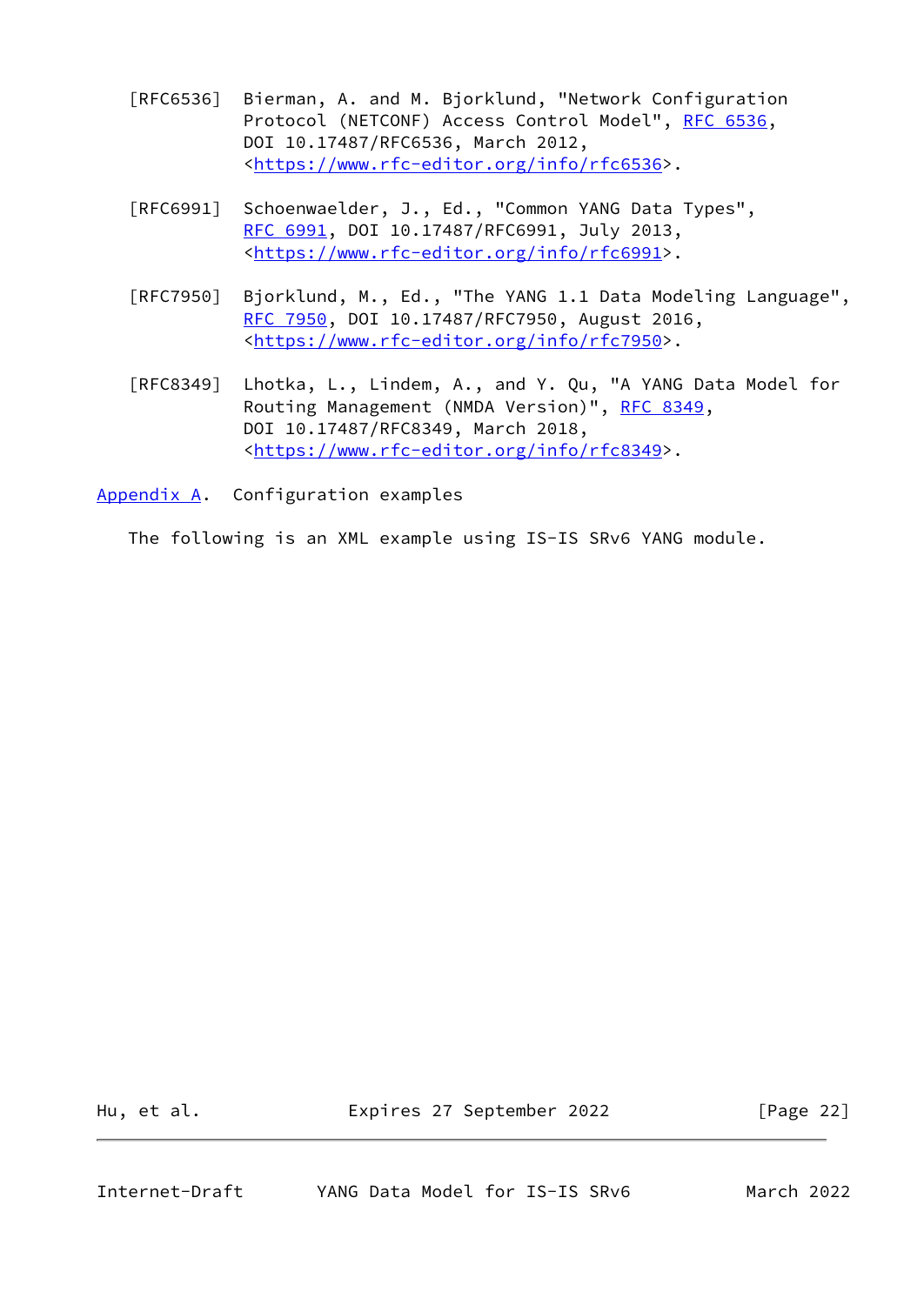[RFC6536] Bierman, A. and M. Bjorklund, "Network Configuration Protocol (NETCONF) Access Control Model", RFC 6536, DOI 10.17487/RFC6536, March 2012, <https://www.rfc-editor.org/info/rfc6536>.

[RFC6991] Schoenwaelder, J., Ed., "Common YANG Data Types", RFC 6991, DOI 10.17487/RFC6991, July 2013, <https://www.rfc-editor.org/info/rfc6991>.

[RFC7950] Bjorklund, M., Ed., "The YANG 1.1 Data Modeling Language", RFC 7950, DOI 10.17487/RFC7950, August 2016, <https://www.rfc-editor.org/info/rfc7950>.

[RFC8349] Lhotka, L., Lindem, A., and Y. Qu, "A YANG Data Model for Routing Management (NMDA Version)", RFC 8349, DOI 10.17487/RFC8349, March 2018, <https://www.rfc-editor.org/info/rfc8349>.

## Appendix A. Configuration examples

The following is an XML example using IS-IS SRv6 YANG module.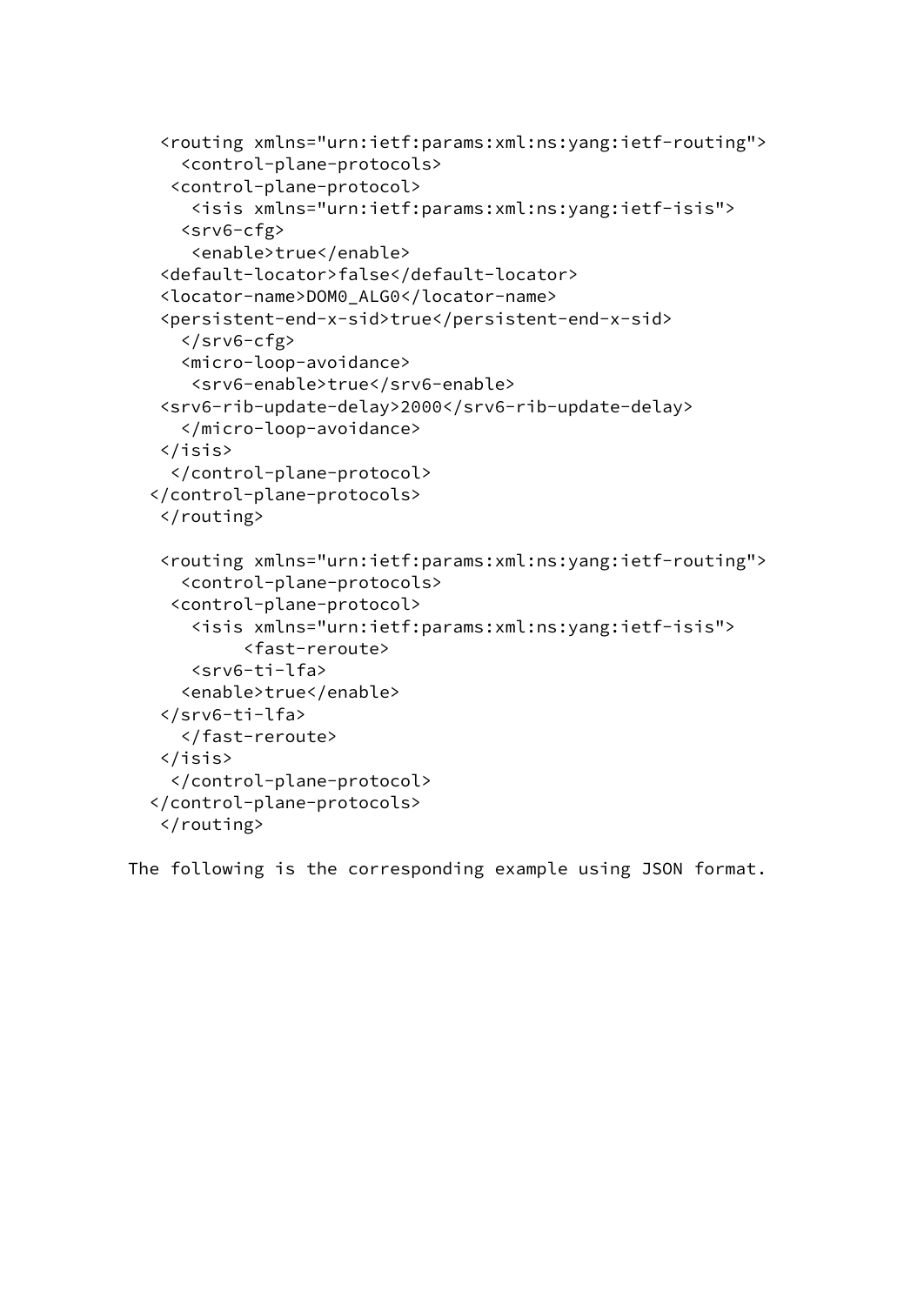```
    <routing xmlns="urn:ietf:params:xml:ns:yang:ietf-routing">
      <control-plane-protocols>
     <control-plane-protocol>
       <isis xmlns="urn:ietf:params:xml:ns:yang:ietf-isis">
      <srv6-cfg>
       <enable>true</enable>
    <default-locator>false</default-locator>
    <locator-name>DOM0_ALG0</locator-name>
    <persistent-end-x-sid>true</persistent-end-x-sid>
      </srv6-cfg>
      <micro-loop-avoidance>
       <srv6-enable>true</srv6-enable>
    <srv6-rib-update-delay>2000</srv6-rib-update-delay>
      </micro-loop-avoidance>
    </isis>
     </control-plane-protocol>
   </control-plane-protocols>
    </routing>

    <routing xmlns="urn:ietf:params:xml:ns:yang:ietf-routing">
      <control-plane-protocols>
     <control-plane-protocol>
       <isis xmlns="urn:ietf:params:xml:ns:yang:ietf-isis">
            <fast-reroute>
       <srv6-ti-lfa>
      <enable>true</enable>
    </srv6-ti-lfa>
      </fast-reroute>
    </isis>
     </control-plane-protocol>
   </control-plane-protocols>
    </routing>
```

The following is the corresponding example using JSON format.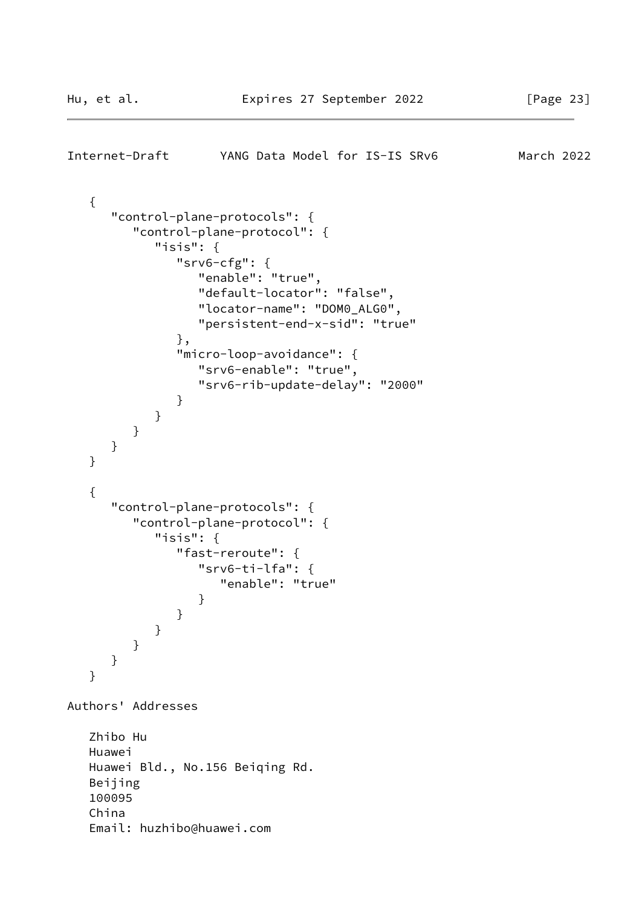```
   {
      "control-plane-protocols": {
         "control-plane-protocol": {
            "isis": {
               "srv6-cfg": {
                  "enable": "true",
                  "default-locator": "false",
                  "locator-name": "DOM0_ALG0",
                  "persistent-end-x-sid": "true"
               },
               "micro-loop-avoidance": {
                  "srv6-enable": "true",
                  "srv6-rib-update-delay": "2000"
               }
            }
         }
      }
   }

   {
      "control-plane-protocols": {
         "control-plane-protocol": {
            "isis": {
               "fast-reroute": {
                  "srv6-ti-lfa": {
                     "enable": "true"
                  }
               }
            }
         }
      }
   }
```

## Authors' Addresses

Zhibo Hu
Huawei
Huawei Bld., No.156 Beiqing Rd.
Beijing
100095
China
Email: huzhibo@huawei.com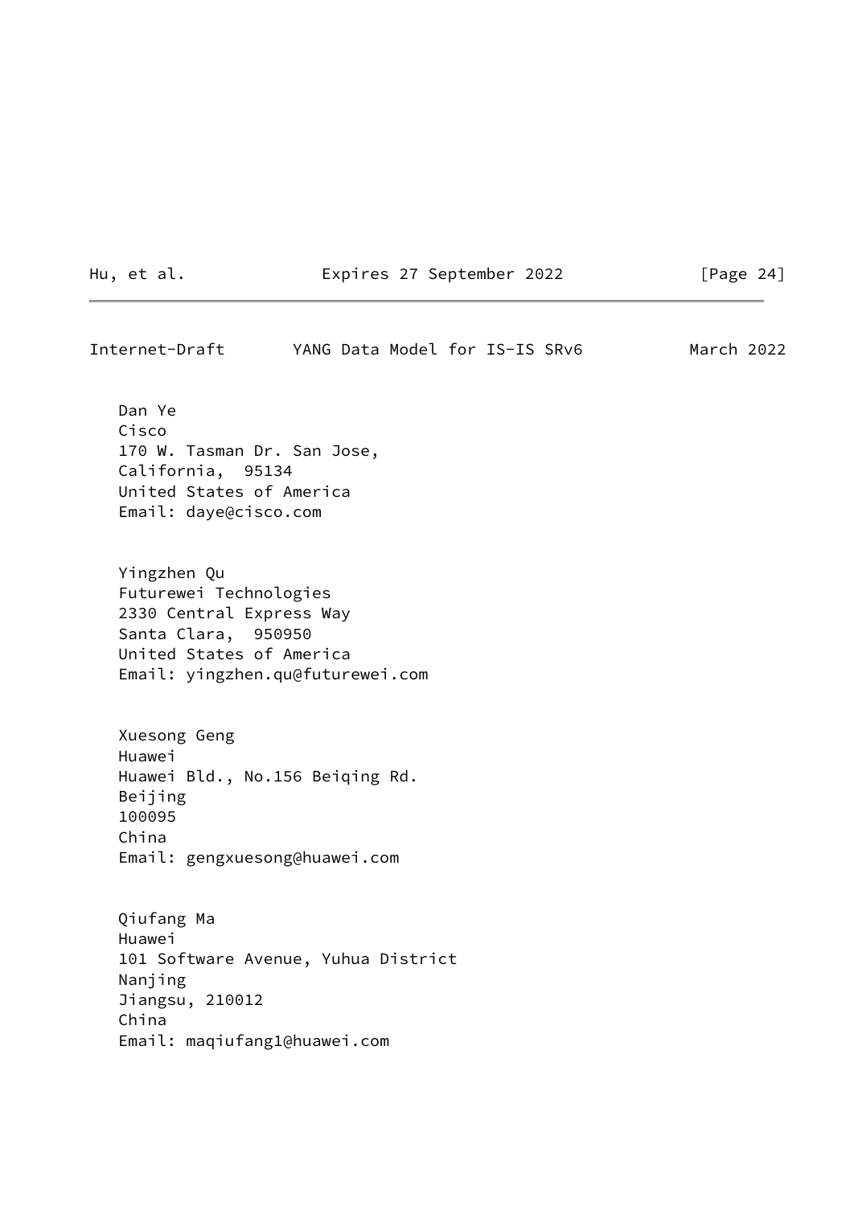Dan Ye
Cisco
170 W. Tasman Dr. San Jose,
California,  95134
United States of America
Email: daye@cisco.com

Yingzhen Qu
Futurewei Technologies
2330 Central Express Way
Santa Clara,  950950
United States of America
Email: yingzhen.qu@futurewei.com

Xuesong Geng
Huawei
Huawei Bld., No.156 Beiqing Rd.
Beijing
100095
China
Email: gengxuesong@huawei.com

Qiufang Ma
Huawei
101 Software Avenue, Yuhua District
Nanjing
Jiangsu, 210012
China
Email: maqiufang1@huawei.com